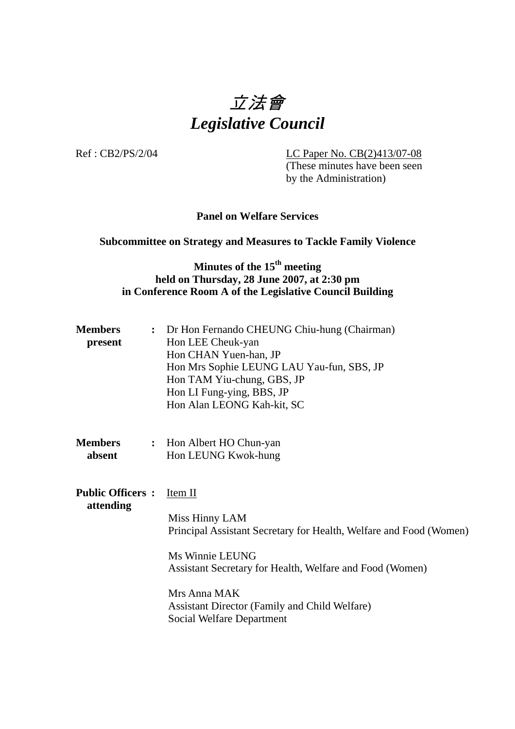# *立法會*
# *Legislative Council*

Ref : CB2/PS/2/04

LC Paper No. CB(2)413/07-08
(These minutes have been seen by the Administration)

**Panel on Welfare Services**

**Subcommittee on Strategy and Measures to Tackle Family Violence**

**Minutes of the 15th meeting**
**held on Thursday, 28 June 2007, at 2:30 pm**
**in Conference Room A of the Legislative Council Building**

| | | |
|---|---|---|
| **Members present** | **:** | Dr Hon Fernando CHEUNG Chiu-hung (Chairman)<br>Hon LEE Cheuk-yan<br>Hon CHAN Yuen-han, JP<br>Hon Mrs Sophie LEUNG LAU Yau-fun, SBS, JP<br>Hon TAM Yiu-chung, GBS, JP<br>Hon LI Fung-ying, BBS, JP<br>Hon Alan LEONG Kah-kit, SC |
| **Members absent** | **:** | Hon Albert HO Chun-yan<br>Hon LEUNG Kwok-hung |
| **Public Officers attending** | **:** | Item II<br><br>Miss Hinny LAM<br>Principal Assistant Secretary for Health, Welfare and Food (Women)<br><br>Ms Winnie LEUNG<br>Assistant Secretary for Health, Welfare and Food (Women)<br><br>Mrs Anna MAK<br>Assistant Director (Family and Child Welfare)<br>Social Welfare Department |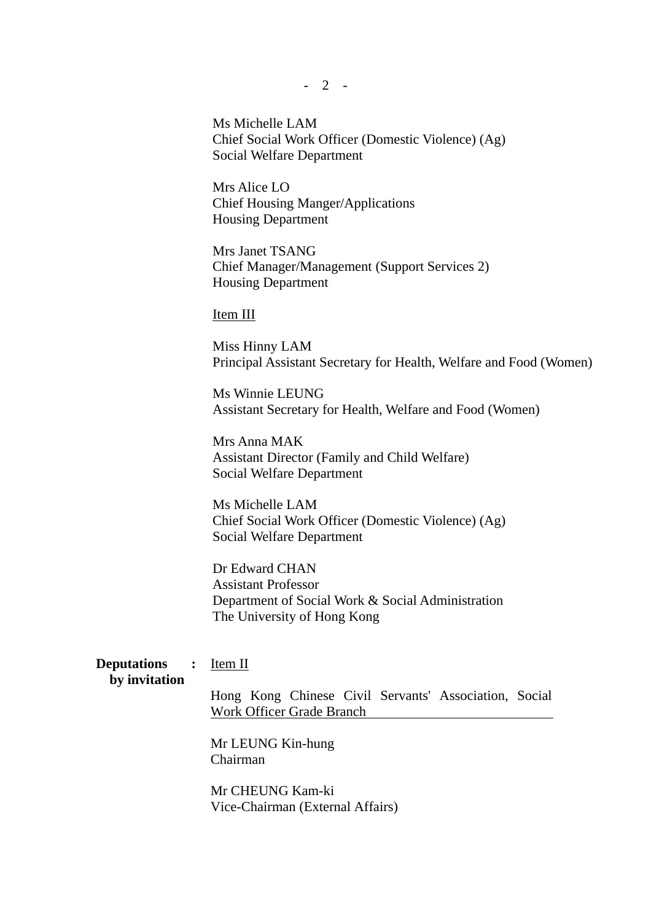Ms Michelle LAM
Chief Social Work Officer (Domestic Violence) (Ag)
Social Welfare Department

Mrs Alice LO
Chief Housing Manger/Applications
Housing Department

Mrs Janet TSANG
Chief Manager/Management (Support Services 2)
Housing Department

Item III

Miss Hinny LAM
Principal Assistant Secretary for Health, Welfare and Food (Women)

Ms Winnie LEUNG
Assistant Secretary for Health, Welfare and Food (Women)

Mrs Anna MAK
Assistant Director (Family and Child Welfare)
Social Welfare Department

Ms Michelle LAM
Chief Social Work Officer (Domestic Violence) (Ag)
Social Welfare Department

Dr Edward CHAN
Assistant Professor
Department of Social Work & Social Administration
The University of Hong Kong

**Deputations by invitation** : Item II

Hong Kong Chinese Civil Servants' Association, Social Work Officer Grade Branch

Mr LEUNG Kin-hung
Chairman

Mr CHEUNG Kam-ki
Vice-Chairman (External Affairs)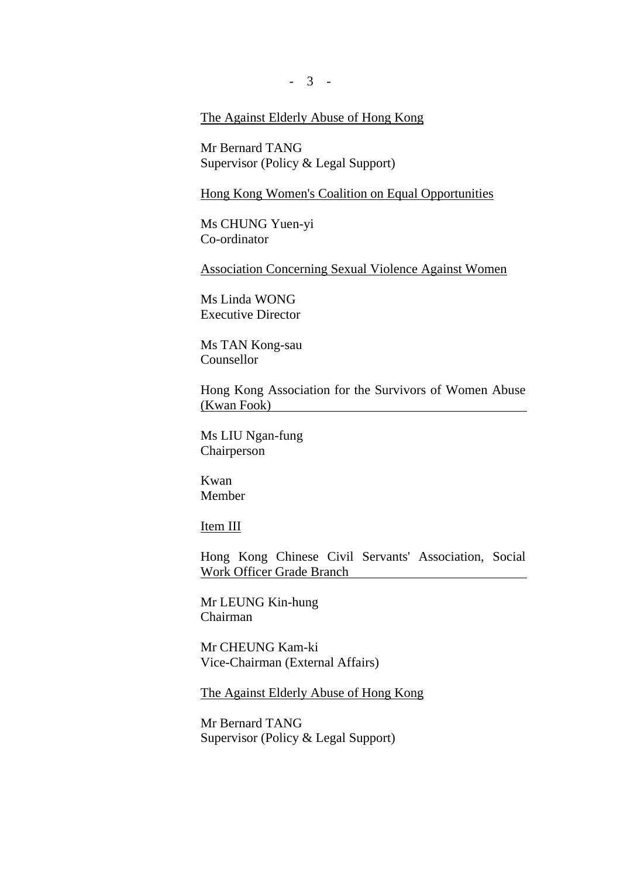The Against Elderly Abuse of Hong Kong

Mr Bernard TANG
Supervisor (Policy & Legal Support)

Hong Kong Women's Coalition on Equal Opportunities

Ms CHUNG Yuen-yi
Co-ordinator

Association Concerning Sexual Violence Against Women

Ms Linda WONG
Executive Director

Ms TAN Kong-sau
Counsellor

Hong Kong Association for the Survivors of Women Abuse (Kwan Fook)

Ms LIU Ngan-fung
Chairperson

Kwan
Member

Item III

Hong Kong Chinese Civil Servants' Association, Social Work Officer Grade Branch

Mr LEUNG Kin-hung
Chairman

Mr CHEUNG Kam-ki
Vice-Chairman (External Affairs)

The Against Elderly Abuse of Hong Kong

Mr Bernard TANG
Supervisor (Policy & Legal Support)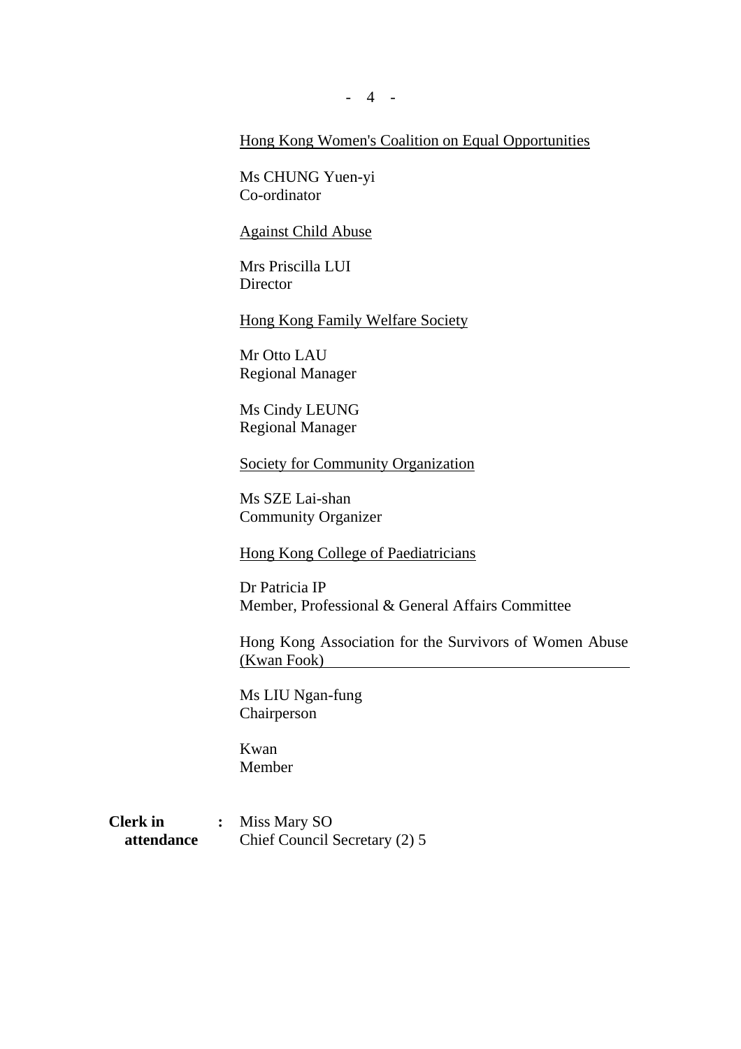<u>Hong Kong Women's Coalition on Equal Opportunities</u>

Ms CHUNG Yuen-yi
Co-ordinator

<u>Against Child Abuse</u>

Mrs Priscilla LUI
Director

<u>Hong Kong Family Welfare Society</u>

Mr Otto LAU
Regional Manager

Ms Cindy LEUNG
Regional Manager

<u>Society for Community Organization</u>

Ms SZE Lai-shan
Community Organizer

<u>Hong Kong College of Paediatricians</u>

Dr Patricia IP
Member, Professional & General Affairs Committee

<u>Hong Kong Association for the Survivors of Women Abuse (Kwan Fook)</u>

Ms LIU Ngan-fung
Chairperson

Kwan
Member

**Clerk in attendance** **:** Miss Mary SO
Chief Council Secretary (2) 5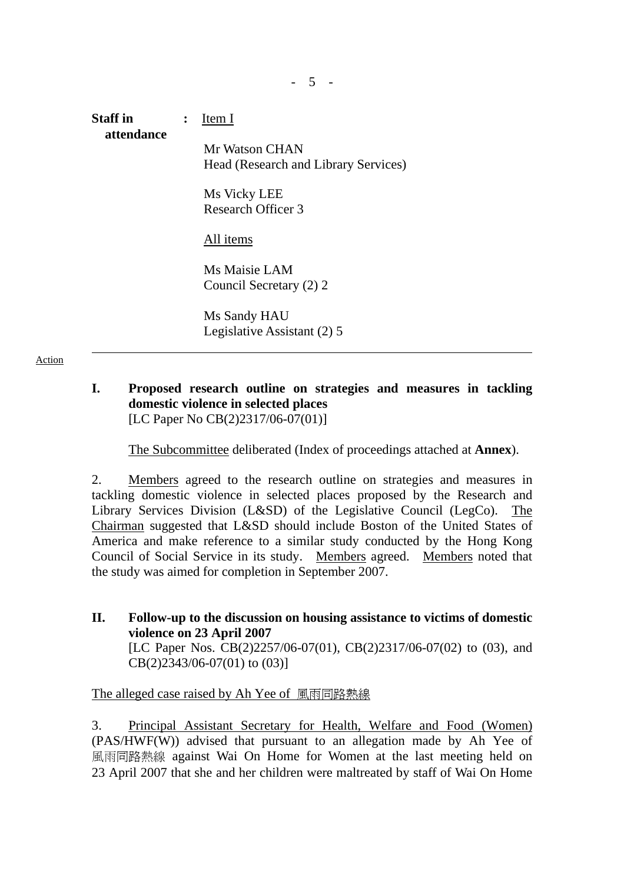**Staff in attendance** : Item I

Mr Watson CHAN
Head (Research and Library Services)

Ms Vicky LEE
Research Officer 3

All items

Ms Maisie LAM
Council Secretary (2) 2

Ms Sandy HAU
Legislative Assistant (2) 5

---

Action

**I. Proposed research outline on strategies and measures in tackling domestic violence in selected places**
[LC Paper No CB(2)2317/06-07(01)]

The Subcommittee deliberated (Index of proceedings attached at **Annex**).

2. Members agreed to the research outline on strategies and measures in tackling domestic violence in selected places proposed by the Research and Library Services Division (L&SD) of the Legislative Council (LegCo). The Chairman suggested that L&SD should include Boston of the United States of America and make reference to a similar study conducted by the Hong Kong Council of Social Service in its study. Members agreed. Members noted that the study was aimed for completion in September 2007.

**II. Follow-up to the discussion on housing assistance to victims of domestic violence on 23 April 2007**
[LC Paper Nos. CB(2)2257/06-07(01), CB(2)2317/06-07(02) to (03), and CB(2)2343/06-07(01) to (03)]

The alleged case raised by Ah Yee of 風雨同路熱線

3. Principal Assistant Secretary for Health, Welfare and Food (Women) (PAS/HWF(W)) advised that pursuant to an allegation made by Ah Yee of 風雨同路熱線 against Wai On Home for Women at the last meeting held on 23 April 2007 that she and her children were maltreated by staff of Wai On Home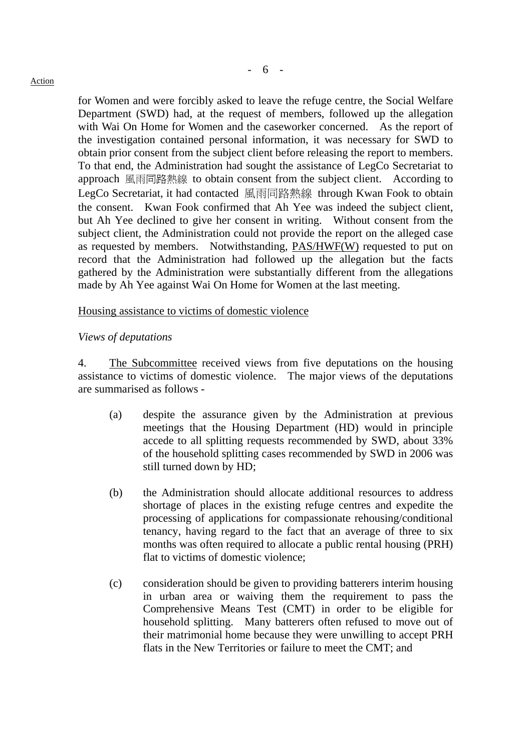Action

for Women and were forcibly asked to leave the refuge centre, the Social Welfare Department (SWD) had, at the request of members, followed up the allegation with Wai On Home for Women and the caseworker concerned. As the report of the investigation contained personal information, it was necessary for SWD to obtain prior consent from the subject client before releasing the report to members. To that end, the Administration had sought the assistance of LegCo Secretariat to approach 風雨同路熱線 to obtain consent from the subject client. According to LegCo Secretariat, it had contacted 風雨同路熱線 through Kwan Fook to obtain the consent. Kwan Fook confirmed that Ah Yee was indeed the subject client, but Ah Yee declined to give her consent in writing. Without consent from the subject client, the Administration could not provide the report on the alleged case as requested by members. Notwithstanding, PAS/HWF(W) requested to put on record that the Administration had followed up the allegation but the facts gathered by the Administration were substantially different from the allegations made by Ah Yee against Wai On Home for Women at the last meeting.

Housing assistance to victims of domestic violence

*Views of deputations*

4. The Subcommittee received views from five deputations on the housing assistance to victims of domestic violence. The major views of the deputations are summarised as follows -

(a) despite the assurance given by the Administration at previous meetings that the Housing Department (HD) would in principle accede to all splitting requests recommended by SWD, about 33% of the household splitting cases recommended by SWD in 2006 was still turned down by HD;

(b) the Administration should allocate additional resources to address shortage of places in the existing refuge centres and expedite the processing of applications for compassionate rehousing/conditional tenancy, having regard to the fact that an average of three to six months was often required to allocate a public rental housing (PRH) flat to victims of domestic violence;

(c) consideration should be given to providing batterers interim housing in urban area or waiving them the requirement to pass the Comprehensive Means Test (CMT) in order to be eligible for household splitting. Many batterers often refused to move out of their matrimonial home because they were unwilling to accept PRH flats in the New Territories or failure to meet the CMT; and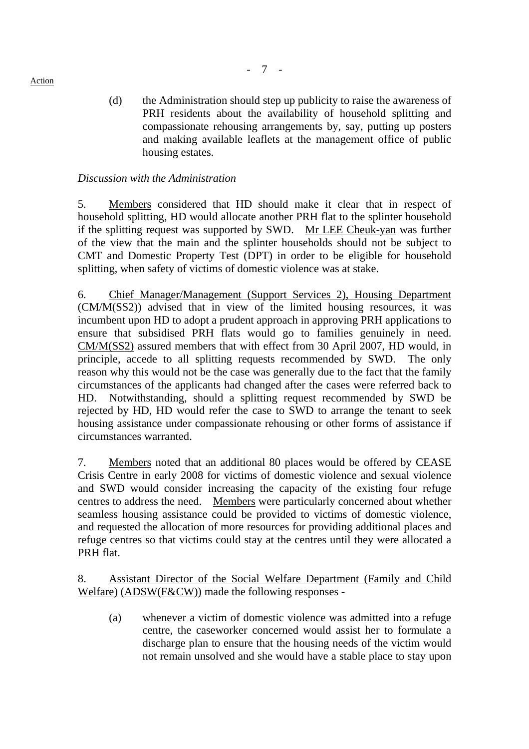(d) the Administration should step up publicity to raise the awareness of PRH residents about the availability of household splitting and compassionate rehousing arrangements by, say, putting up posters and making available leaflets at the management office of public housing estates.

*Discussion with the Administration*

5. Members considered that HD should make it clear that in respect of household splitting, HD would allocate another PRH flat to the splinter household if the splitting request was supported by SWD. Mr LEE Cheuk-yan was further of the view that the main and the splinter households should not be subject to CMT and Domestic Property Test (DPT) in order to be eligible for household splitting, when safety of victims of domestic violence was at stake.

6. Chief Manager/Management (Support Services 2), Housing Department (CM/M(SS2)) advised that in view of the limited housing resources, it was incumbent upon HD to adopt a prudent approach in approving PRH applications to ensure that subsidised PRH flats would go to families genuinely in need. CM/M(SS2) assured members that with effect from 30 April 2007, HD would, in principle, accede to all splitting requests recommended by SWD. The only reason why this would not be the case was generally due to the fact that the family circumstances of the applicants had changed after the cases were referred back to HD. Notwithstanding, should a splitting request recommended by SWD be rejected by HD, HD would refer the case to SWD to arrange the tenant to seek housing assistance under compassionate rehousing or other forms of assistance if circumstances warranted.

7. Members noted that an additional 80 places would be offered by CEASE Crisis Centre in early 2008 for victims of domestic violence and sexual violence and SWD would consider increasing the capacity of the existing four refuge centres to address the need. Members were particularly concerned about whether seamless housing assistance could be provided to victims of domestic violence, and requested the allocation of more resources for providing additional places and refuge centres so that victims could stay at the centres until they were allocated a PRH flat.

8. Assistant Director of the Social Welfare Department (Family and Child Welfare) (ADSW(F&CW)) made the following responses -

(a) whenever a victim of domestic violence was admitted into a refuge centre, the caseworker concerned would assist her to formulate a discharge plan to ensure that the housing needs of the victim would not remain unsolved and she would have a stable place to stay upon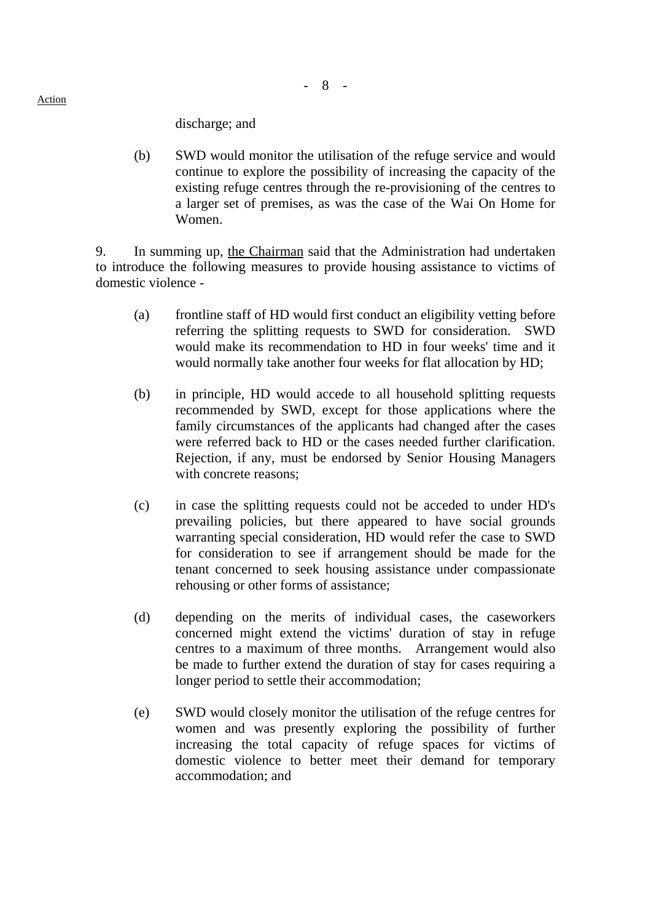discharge; and

(b) SWD would monitor the utilisation of the refuge service and would continue to explore the possibility of increasing the capacity of the existing refuge centres through the re-provisioning of the centres to a larger set of premises, as was the case of the Wai On Home for Women.

9. In summing up, the Chairman said that the Administration had undertaken to introduce the following measures to provide housing assistance to victims of domestic violence -

(a) frontline staff of HD would first conduct an eligibility vetting before referring the splitting requests to SWD for consideration. SWD would make its recommendation to HD in four weeks' time and it would normally take another four weeks for flat allocation by HD;

(b) in principle, HD would accede to all household splitting requests recommended by SWD, except for those applications where the family circumstances of the applicants had changed after the cases were referred back to HD or the cases needed further clarification. Rejection, if any, must be endorsed by Senior Housing Managers with concrete reasons;

(c) in case the splitting requests could not be acceded to under HD's prevailing policies, but there appeared to have social grounds warranting special consideration, HD would refer the case to SWD for consideration to see if arrangement should be made for the tenant concerned to seek housing assistance under compassionate rehousing or other forms of assistance;

(d) depending on the merits of individual cases, the caseworkers concerned might extend the victims' duration of stay in refuge centres to a maximum of three months. Arrangement would also be made to further extend the duration of stay for cases requiring a longer period to settle their accommodation;

(e) SWD would closely monitor the utilisation of the refuge centres for women and was presently exploring the possibility of further increasing the total capacity of refuge spaces for victims of domestic violence to better meet their demand for temporary accommodation; and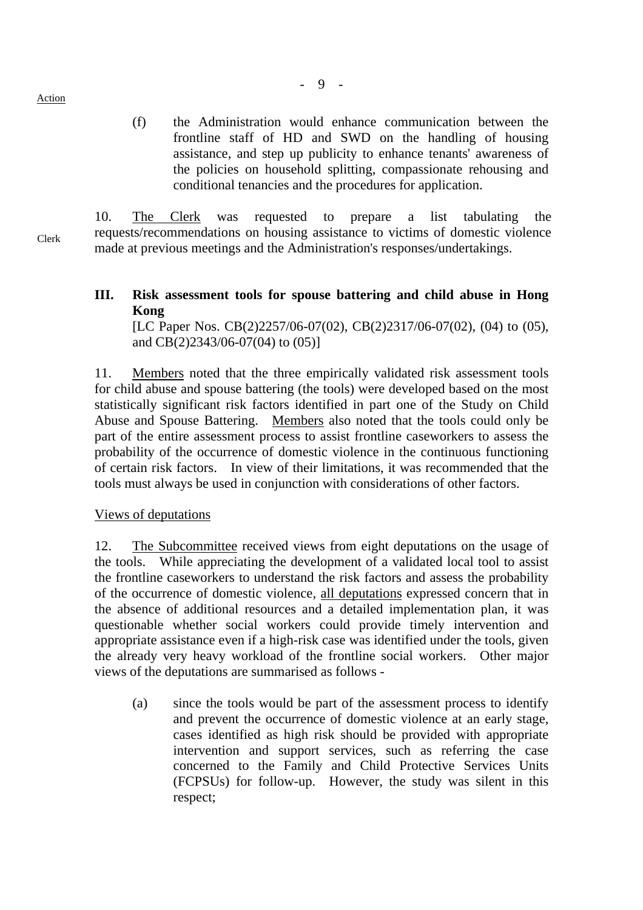Action

(f) the Administration would enhance communication between the frontline staff of HD and SWD on the handling of housing assistance, and step up publicity to enhance tenants' awareness of the policies on household splitting, compassionate rehousing and conditional tenancies and the procedures for application.

Clerk

10. The Clerk was requested to prepare a list tabulating the requests/recommendations on housing assistance to victims of domestic violence made at previous meetings and the Administration's responses/undertakings.

**III. Risk assessment tools for spouse battering and child abuse in Hong Kong**

[LC Paper Nos. CB(2)2257/06-07(02), CB(2)2317/06-07(02), (04) to (05), and CB(2)2343/06-07(04) to (05)]

11. Members noted that the three empirically validated risk assessment tools for child abuse and spouse battering (the tools) were developed based on the most statistically significant risk factors identified in part one of the Study on Child Abuse and Spouse Battering. Members also noted that the tools could only be part of the entire assessment process to assist frontline caseworkers to assess the probability of the occurrence of domestic violence in the continuous functioning of certain risk factors. In view of their limitations, it was recommended that the tools must always be used in conjunction with considerations of other factors.

Views of deputations

12. The Subcommittee received views from eight deputations on the usage of the tools. While appreciating the development of a validated local tool to assist the frontline caseworkers to understand the risk factors and assess the probability of the occurrence of domestic violence, all deputations expressed concern that in the absence of additional resources and a detailed implementation plan, it was questionable whether social workers could provide timely intervention and appropriate assistance even if a high-risk case was identified under the tools, given the already very heavy workload of the frontline social workers. Other major views of the deputations are summarised as follows -

(a) since the tools would be part of the assessment process to identify and prevent the occurrence of domestic violence at an early stage, cases identified as high risk should be provided with appropriate intervention and support services, such as referring the case concerned to the Family and Child Protective Services Units (FCPSUs) for follow-up. However, the study was silent in this respect;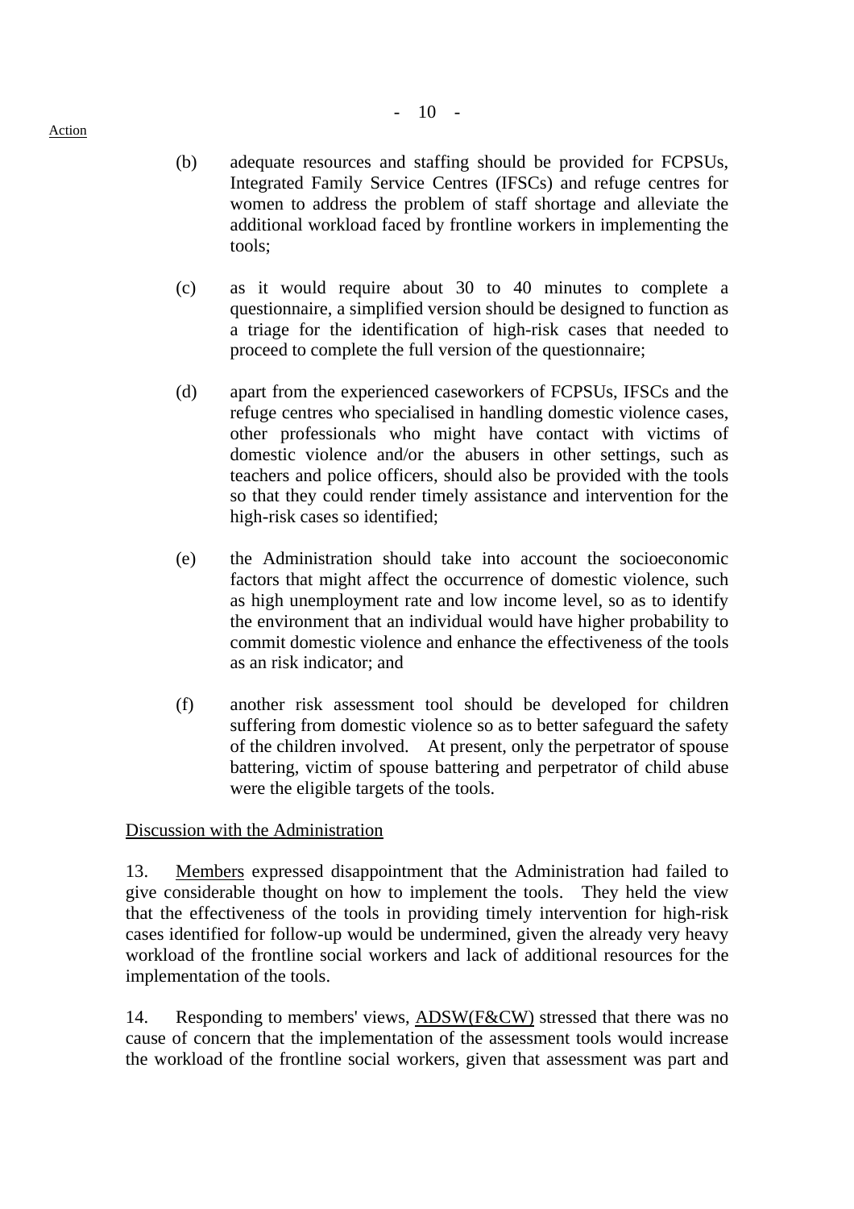Action

(b) adequate resources and staffing should be provided for FCPSUs, Integrated Family Service Centres (IFSCs) and refuge centres for women to address the problem of staff shortage and alleviate the additional workload faced by frontline workers in implementing the tools;

(c) as it would require about 30 to 40 minutes to complete a questionnaire, a simplified version should be designed to function as a triage for the identification of high-risk cases that needed to proceed to complete the full version of the questionnaire;

(d) apart from the experienced caseworkers of FCPSUs, IFSCs and the refuge centres who specialised in handling domestic violence cases, other professionals who might have contact with victims of domestic violence and/or the abusers in other settings, such as teachers and police officers, should also be provided with the tools so that they could render timely assistance and intervention for the high-risk cases so identified;

(e) the Administration should take into account the socioeconomic factors that might affect the occurrence of domestic violence, such as high unemployment rate and low income level, so as to identify the environment that an individual would have higher probability to commit domestic violence and enhance the effectiveness of the tools as an risk indicator; and

(f) another risk assessment tool should be developed for children suffering from domestic violence so as to better safeguard the safety of the children involved. At present, only the perpetrator of spouse battering, victim of spouse battering and perpetrator of child abuse were the eligible targets of the tools.

<u>Discussion with the Administration</u>

13. <u>Members</u> expressed disappointment that the Administration had failed to give considerable thought on how to implement the tools. They held the view that the effectiveness of the tools in providing timely intervention for high-risk cases identified for follow-up would be undermined, given the already very heavy workload of the frontline social workers and lack of additional resources for the implementation of the tools.

14. Responding to members' views, <u>ADSW(F&CW)</u> stressed that there was no cause of concern that the implementation of the assessment tools would increase the workload of the frontline social workers, given that assessment was part and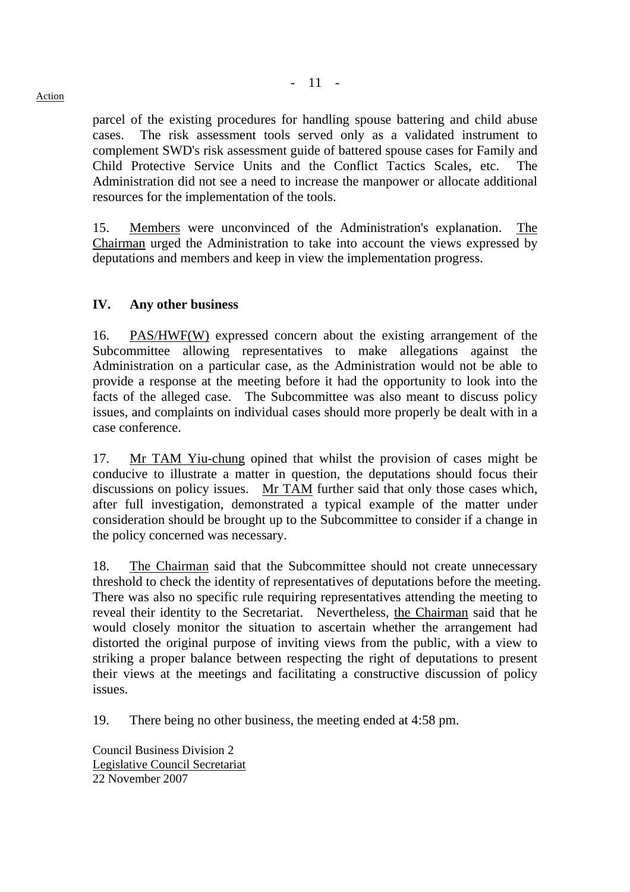parcel of the existing procedures for handling spouse battering and child abuse cases. The risk assessment tools served only as a validated instrument to complement SWD's risk assessment guide of battered spouse cases for Family and Child Protective Service Units and the Conflict Tactics Scales, etc. The Administration did not see a need to increase the manpower or allocate additional resources for the implementation of the tools.

15. Members were unconvinced of the Administration's explanation. The Chairman urged the Administration to take into account the views expressed by deputations and members and keep in view the implementation progress.

## IV. Any other business

16. PAS/HWF(W) expressed concern about the existing arrangement of the Subcommittee allowing representatives to make allegations against the Administration on a particular case, as the Administration would not be able to provide a response at the meeting before it had the opportunity to look into the facts of the alleged case. The Subcommittee was also meant to discuss policy issues, and complaints on individual cases should more properly be dealt with in a case conference.

17. Mr TAM Yiu-chung opined that whilst the provision of cases might be conducive to illustrate a matter in question, the deputations should focus their discussions on policy issues. Mr TAM further said that only those cases which, after full investigation, demonstrated a typical example of the matter under consideration should be brought up to the Subcommittee to consider if a change in the policy concerned was necessary.

18. The Chairman said that the Subcommittee should not create unnecessary threshold to check the identity of representatives of deputations before the meeting. There was also no specific rule requiring representatives attending the meeting to reveal their identity to the Secretariat. Nevertheless, the Chairman said that he would closely monitor the situation to ascertain whether the arrangement had distorted the original purpose of inviting views from the public, with a view to striking a proper balance between respecting the right of deputations to present their views at the meetings and facilitating a constructive discussion of policy issues.

19. There being no other business, the meeting ended at 4:58 pm.

Council Business Division 2
Legislative Council Secretariat
22 November 2007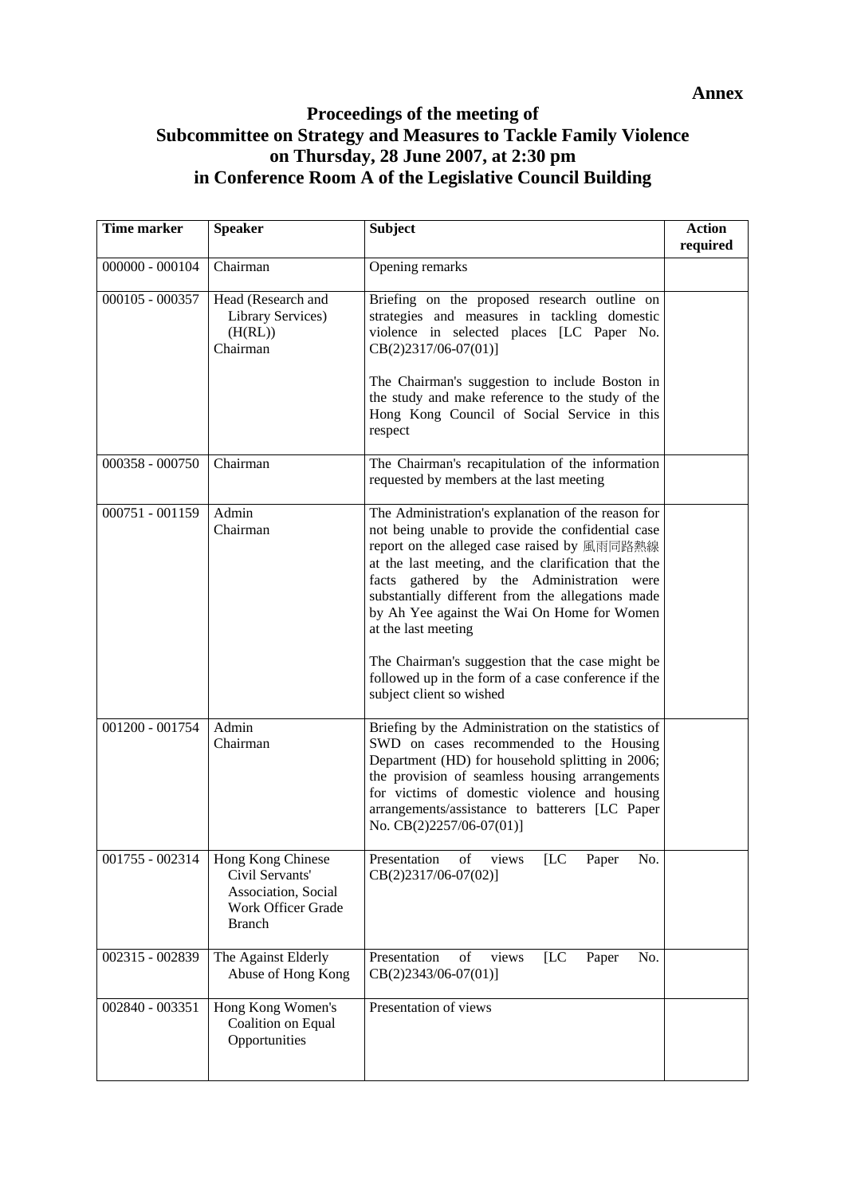**Annex**

# Proceedings of the meeting of Subcommittee on Strategy and Measures to Tackle Family Violence on Thursday, 28 June 2007, at 2:30 pm in Conference Room A of the Legislative Council Building

| Time marker | Speaker | Subject | Action required |
|---|---|---|---|
| 000000 - 000104 | Chairman | Opening remarks | |
| 000105 - 000357 | Head (Research and Library Services) (H(RL))<br>Chairman | Briefing on the proposed research outline on strategies and measures in tackling domestic violence in selected places [LC Paper No. CB(2)2317/06-07(01)]<br><br>The Chairman's suggestion to include Boston in the study and make reference to the study of the Hong Kong Council of Social Service in this respect | |
| 000358 - 000750 | Chairman | The Chairman's recapitulation of the information requested by members at the last meeting | |
| 000751 - 001159 | Admin<br>Chairman | The Administration's explanation of the reason for not being unable to provide the confidential case report on the alleged case raised by 風雨同路熱線 at the last meeting, and the clarification that the facts gathered by the Administration were substantially different from the allegations made by Ah Yee against the Wai On Home for Women at the last meeting<br><br>The Chairman's suggestion that the case might be followed up in the form of a case conference if the subject client so wished | |
| 001200 - 001754 | Admin<br>Chairman | Briefing by the Administration on the statistics of SWD on cases recommended to the Housing Department (HD) for household splitting in 2006; the provision of seamless housing arrangements for victims of domestic violence and housing arrangements/assistance to batterers [LC Paper No. CB(2)2257/06-07(01)] | |
| 001755 - 002314 | Hong Kong Chinese Civil Servants' Association, Social Work Officer Grade Branch | Presentation of views [LC Paper No. CB(2)2317/06-07(02)] | |
| 002315 - 002839 | The Against Elderly Abuse of Hong Kong | Presentation of views [LC Paper No. CB(2)2343/06-07(01)] | |
| 002840 - 003351 | Hong Kong Women's Coalition on Equal Opportunities | Presentation of views | |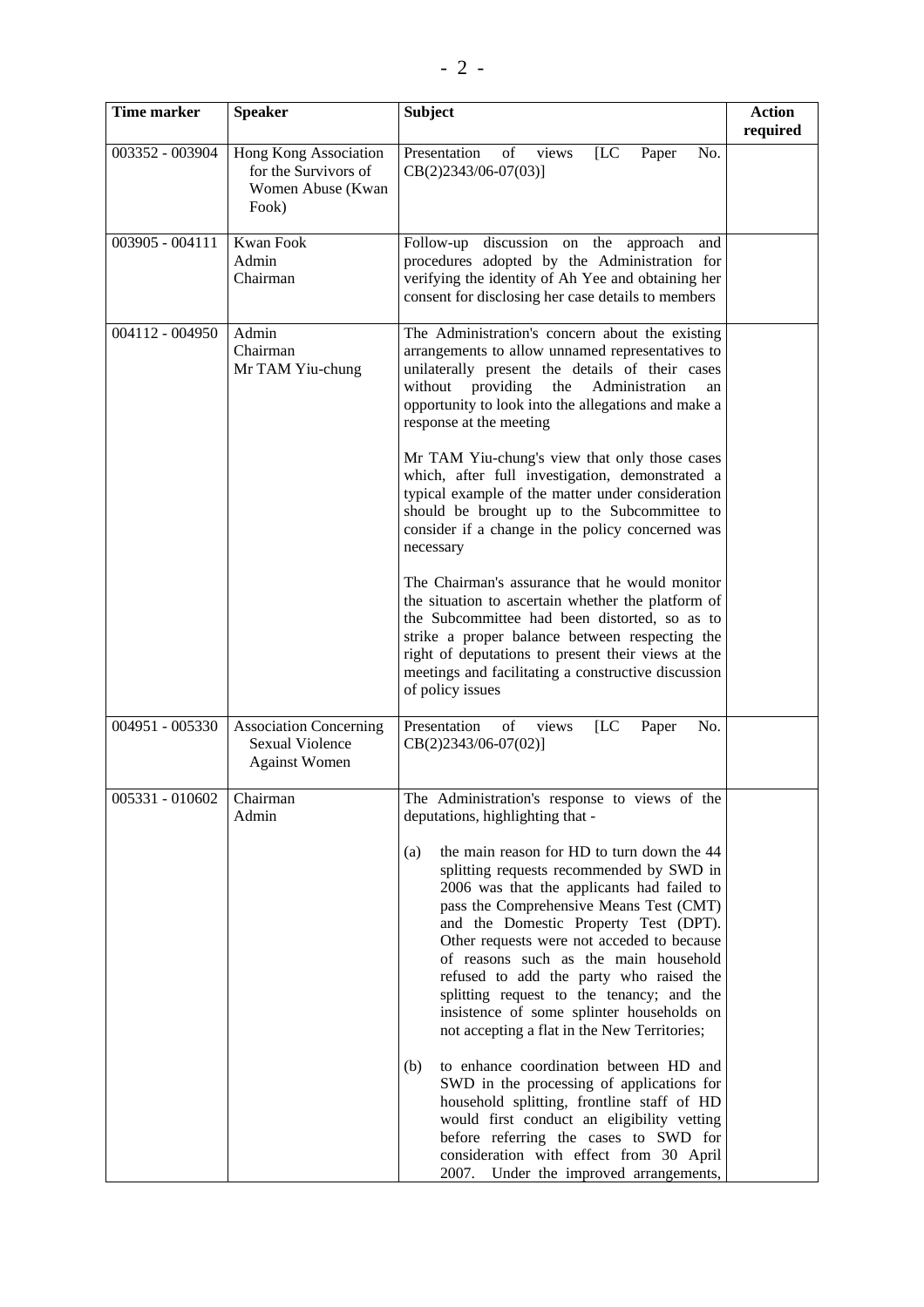| Time marker | Speaker | Subject | Action required |
|---|---|---|---|
| 003352 - 003904 | Hong Kong Association for the Survivors of Women Abuse (Kwan Fook) | Presentation of views [LC Paper No. CB(2)2343/06-07(03)] | |
| 003905 - 004111 | Kwan Fook<br>Admin<br>Chairman | Follow-up discussion on the approach and procedures adopted by the Administration for verifying the identity of Ah Yee and obtaining her consent for disclosing her case details to members | |
| 004112 - 004950 | Admin<br>Chairman<br>Mr TAM Yiu-chung | The Administration's concern about the existing arrangements to allow unnamed representatives to unilaterally present the details of their cases without providing the Administration an opportunity to look into the allegations and make a response at the meeting<br><br>Mr TAM Yiu-chung's view that only those cases which, after full investigation, demonstrated a typical example of the matter under consideration should be brought up to the Subcommittee to consider if a change in the policy concerned was necessary<br><br>The Chairman's assurance that he would monitor the situation to ascertain whether the platform of the Subcommittee had been distorted, so as to strike a proper balance between respecting the right of deputations to present their views at the meetings and facilitating a constructive discussion of policy issues | |
| 004951 - 005330 | Association Concerning Sexual Violence Against Women | Presentation of views [LC Paper No. CB(2)2343/06-07(02)] | |
| 005331 - 010602 | Chairman<br>Admin | The Administration's response to views of the deputations, highlighting that -<br><br>(a) the main reason for HD to turn down the 44 splitting requests recommended by SWD in 2006 was that the applicants had failed to pass the Comprehensive Means Test (CMT) and the Domestic Property Test (DPT). Other requests were not acceded to because of reasons such as the main household refused to add the party who raised the splitting request to the tenancy; and the insistence of some splinter households on not accepting a flat in the New Territories;<br><br>(b) to enhance coordination between HD and SWD in the processing of applications for household splitting, frontline staff of HD would first conduct an eligibility vetting before referring the cases to SWD for consideration with effect from 30 April 2007. Under the improved arrangements, | |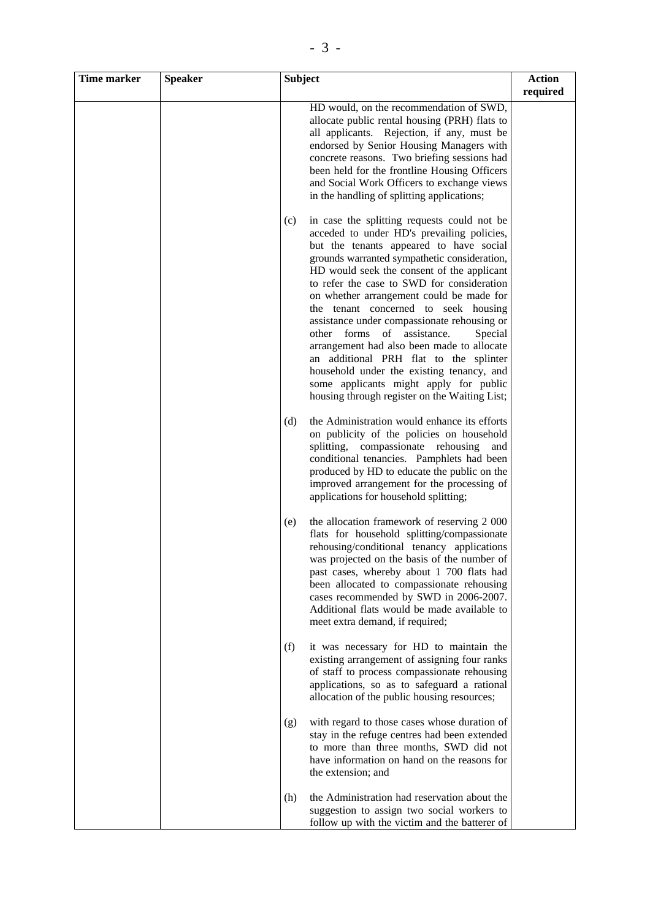| Time marker | Speaker | Subject | Action required |
|---|---|---|---|
| | | HD would, on the recommendation of SWD, allocate public rental housing (PRH) flats to all applicants. Rejection, if any, must be endorsed by Senior Housing Managers with concrete reasons. Two briefing sessions had been held for the frontline Housing Officers and Social Work Officers to exchange views in the handling of splitting applications;<br><br>(c) in case the splitting requests could not be acceded to under HD's prevailing policies, but the tenants appeared to have social grounds warranted sympathetic consideration, HD would seek the consent of the applicant to refer the case to SWD for consideration on whether arrangement could be made for the tenant concerned to seek housing assistance under compassionate rehousing or other forms of assistance. Special arrangement had also been made to allocate an additional PRH flat to the splinter household under the existing tenancy, and some applicants might apply for public housing through register on the Waiting List;<br><br>(d) the Administration would enhance its efforts on publicity of the policies on household splitting, compassionate rehousing and conditional tenancies. Pamphlets had been produced by HD to educate the public on the improved arrangement for the processing of applications for household splitting;<br><br>(e) the allocation framework of reserving 2 000 flats for household splitting/compassionate rehousing/conditional tenancy applications was projected on the basis of the number of past cases, whereby about 1 700 flats had been allocated to compassionate rehousing cases recommended by SWD in 2006-2007. Additional flats would be made available to meet extra demand, if required;<br><br>(f) it was necessary for HD to maintain the existing arrangement of assigning four ranks of staff to process compassionate rehousing applications, so as to safeguard a rational allocation of the public housing resources;<br><br>(g) with regard to those cases whose duration of stay in the refuge centres had been extended to more than three months, SWD did not have information on hand on the reasons for the extension; and<br><br>(h) the Administration had reservation about the suggestion to assign two social workers to follow up with the victim and the batterer of | |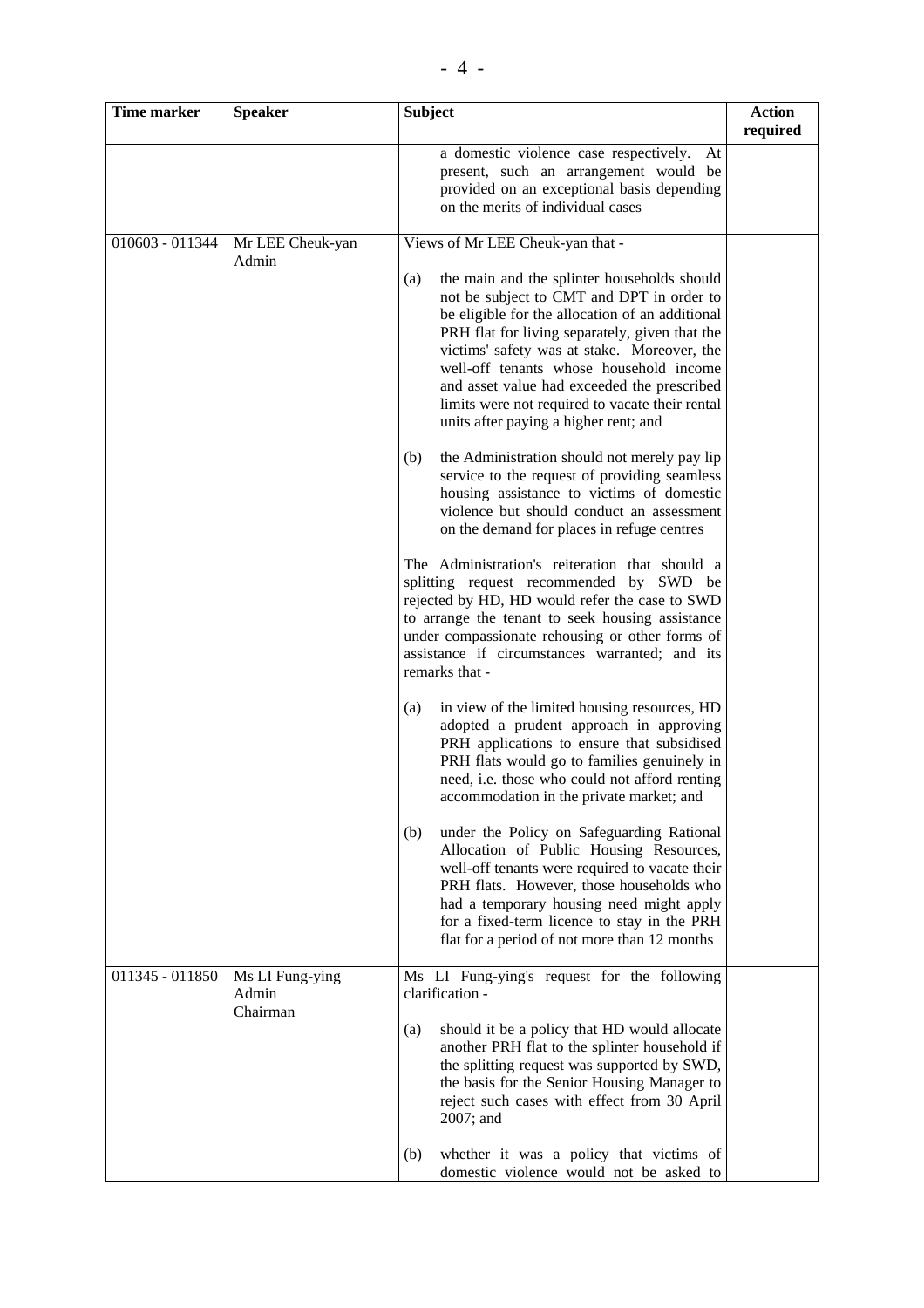| Time marker | Speaker | Subject | Action required |
|---|---|---|---|
| | | a domestic violence case respectively. At present, such an arrangement would be provided on an exceptional basis depending on the merits of individual cases | |
| 010603 - 011344 | Mr LEE Cheuk-yan<br>Admin | Views of Mr LEE Cheuk-yan that -<br><br>(a) the main and the splinter households should not be subject to CMT and DPT in order to be eligible for the allocation of an additional PRH flat for living separately, given that the victims' safety was at stake. Moreover, the well-off tenants whose household income and asset value had exceeded the prescribed limits were not required to vacate their rental units after paying a higher rent; and<br><br>(b) the Administration should not merely pay lip service to the request of providing seamless housing assistance to victims of domestic violence but should conduct an assessment on the demand for places in refuge centres<br><br>The Administration's reiteration that should a splitting request recommended by SWD be rejected by HD, HD would refer the case to SWD to arrange the tenant to seek housing assistance under compassionate rehousing or other forms of assistance if circumstances warranted; and its remarks that -<br><br>(a) in view of the limited housing resources, HD adopted a prudent approach in approving PRH applications to ensure that subsidised PRH flats would go to families genuinely in need, i.e. those who could not afford renting accommodation in the private market; and<br><br>(b) under the Policy on Safeguarding Rational Allocation of Public Housing Resources, well-off tenants were required to vacate their PRH flats. However, those households who had a temporary housing need might apply for a fixed-term licence to stay in the PRH flat for a period of not more than 12 months | |
| 011345 - 011850 | Ms LI Fung-ying<br>Admin<br>Chairman | Ms LI Fung-ying's request for the following clarification -<br><br>(a) should it be a policy that HD would allocate another PRH flat to the splinter household if the splitting request was supported by SWD, the basis for the Senior Housing Manager to reject such cases with effect from 30 April 2007; and<br><br>(b) whether it was a policy that victims of domestic violence would not be asked to | |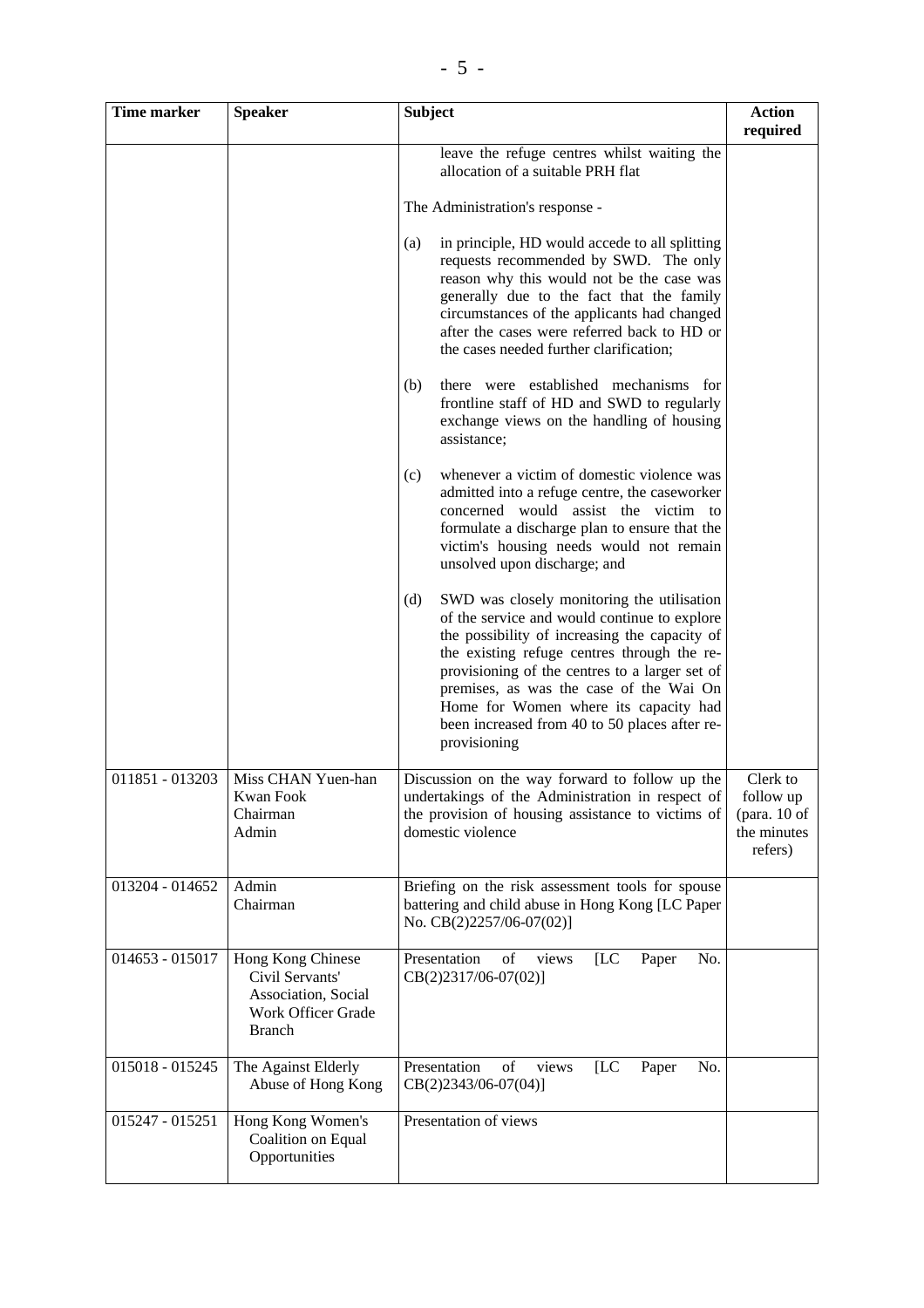| Time marker | Speaker | Subject | Action required |
|---|---|---|---|
| | | leave the refuge centres whilst waiting the allocation of a suitable PRH flat<br><br>The Administration's response -<br><br>(a) in principle, HD would accede to all splitting requests recommended by SWD. The only reason why this would not be the case was generally due to the fact that the family circumstances of the applicants had changed after the cases were referred back to HD or the cases needed further clarification;<br><br>(b) there were established mechanisms for frontline staff of HD and SWD to regularly exchange views on the handling of housing assistance;<br><br>(c) whenever a victim of domestic violence was admitted into a refuge centre, the caseworker concerned would assist the victim to formulate a discharge plan to ensure that the victim's housing needs would not remain unsolved upon discharge; and<br><br>(d) SWD was closely monitoring the utilisation of the service and would continue to explore the possibility of increasing the capacity of the existing refuge centres through the re-provisioning of the centres to a larger set of premises, as was the case of the Wai On Home for Women where its capacity had been increased from 40 to 50 places after re-provisioning | |
| 011851 - 013203 | Miss CHAN Yuen-han<br>Kwan Fook<br>Chairman<br>Admin | Discussion on the way forward to follow up the undertakings of the Administration in respect of the provision of housing assistance to victims of domestic violence | Clerk to follow up (para. 10 of the minutes refers) |
| 013204 - 014652 | Admin<br>Chairman | Briefing on the risk assessment tools for spouse battering and child abuse in Hong Kong [LC Paper No. CB(2)2257/06-07(02)] | |
| 014653 - 015017 | Hong Kong Chinese Civil Servants' Association, Social Work Officer Grade Branch | Presentation of views [LC Paper No. CB(2)2317/06-07(02)] | |
| 015018 - 015245 | The Against Elderly Abuse of Hong Kong | Presentation of views [LC Paper No. CB(2)2343/06-07(04)] | |
| 015247 - 015251 | Hong Kong Women's Coalition on Equal Opportunities | Presentation of views | |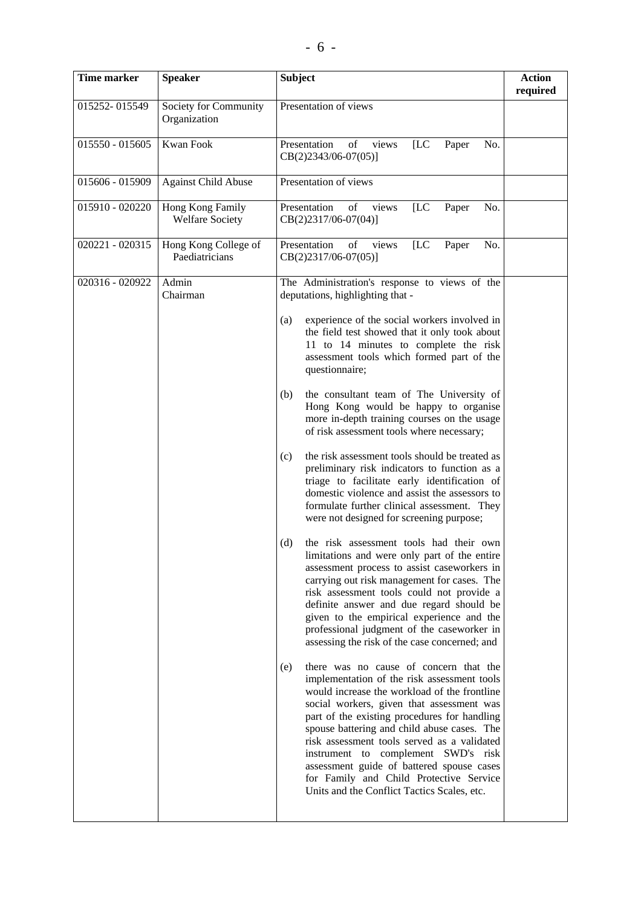| Time marker | Speaker | Subject | Action required |
|---|---|---|---|
| 015252- 015549 | Society for Community Organization | Presentation of views | |
| 015550 - 015605 | Kwan Fook | Presentation of views [LC Paper No. CB(2)2343/06-07(05)] | |
| 015606 - 015909 | Against Child Abuse | Presentation of views | |
| 015910 - 020220 | Hong Kong Family Welfare Society | Presentation of views [LC Paper No. CB(2)2317/06-07(04)] | |
| 020221 - 020315 | Hong Kong College of Paediatricians | Presentation of views [LC Paper No. CB(2)2317/06-07(05)] | |
| 020316 - 020922 | Admin<br>Chairman | The Administration's response to views of the deputations, highlighting that -<br><br>(a) experience of the social workers involved in the field test showed that it only took about 11 to 14 minutes to complete the risk assessment tools which formed part of the questionnaire;<br><br>(b) the consultant team of The University of Hong Kong would be happy to organise more in-depth training courses on the usage of risk assessment tools where necessary;<br><br>(c) the risk assessment tools should be treated as preliminary risk indicators to function as a triage to facilitate early identification of domestic violence and assist the assessors to formulate further clinical assessment. They were not designed for screening purpose;<br><br>(d) the risk assessment tools had their own limitations and were only part of the entire assessment process to assist caseworkers in carrying out risk management for cases. The risk assessment tools could not provide a definite answer and due regard should be given to the empirical experience and the professional judgment of the caseworker in assessing the risk of the case concerned; and<br><br>(e) there was no cause of concern that the implementation of the risk assessment tools would increase the workload of the frontline social workers, given that assessment was part of the existing procedures for handling spouse battering and child abuse cases. The risk assessment tools served as a validated instrument to complement SWD's risk assessment guide of battered spouse cases for Family and Child Protective Service Units and the Conflict Tactics Scales, etc. | |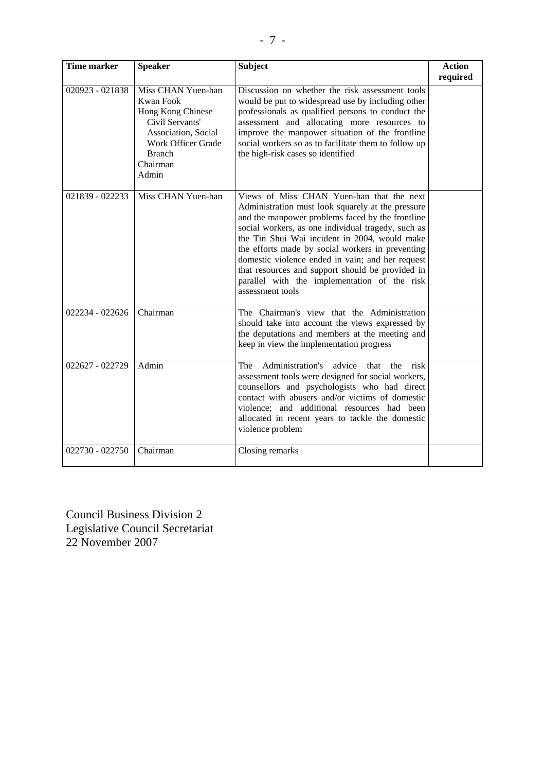| Time marker | Speaker | Subject | Action required |
|---|---|---|---|
| 020923 - 021838 | Miss CHAN Yuen-han<br>Kwan Fook<br>Hong Kong Chinese Civil Servants' Association, Social Work Officer Grade Branch<br>Chairman<br>Admin | Discussion on whether the risk assessment tools would be put to widespread use by including other professionals as qualified persons to conduct the assessment and allocating more resources to improve the manpower situation of the frontline social workers so as to facilitate them to follow up the high-risk cases so identified | |
| 021839 - 022233 | Miss CHAN Yuen-han | Views of Miss CHAN Yuen-han that the next Administration must look squarely at the pressure and the manpower problems faced by the frontline social workers, as one individual tragedy, such as the Tin Shui Wai incident in 2004, would make the efforts made by social workers in preventing domestic violence ended in vain; and her request that resources and support should be provided in parallel with the implementation of the risk assessment tools | |
| 022234 - 022626 | Chairman | The Chairman's view that the Administration should take into account the views expressed by the deputations and members at the meeting and keep in view the implementation progress | |
| 022627 - 022729 | Admin | The Administration's advice that the risk assessment tools were designed for social workers, counsellors and psychologists who had direct contact with abusers and/or victims of domestic violence; and additional resources had been allocated in recent years to tackle the domestic violence problem | |
| 022730 - 022750 | Chairman | Closing remarks | |

Council Business Division 2
Legislative Council Secretariat
22 November 2007